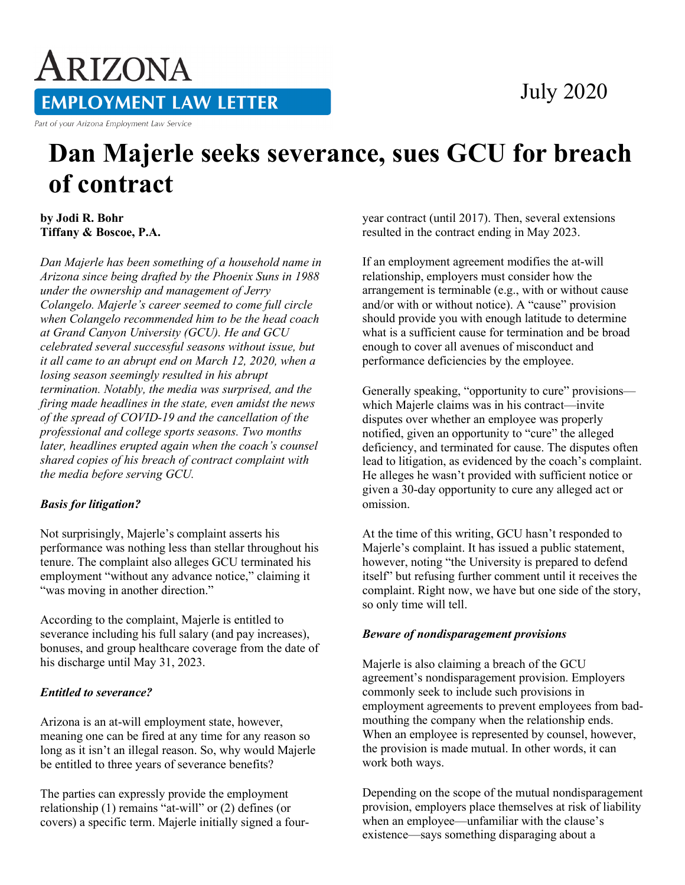# Arizona Employment Law Letter

Part of your Arizona Employment Law Service

July 2020

# Dan Majerle seeks severance, sues GCU for breach of contract

**by Jodi R. Bohr**
**Tiffany & Boscoe, P.A.**

*Dan Majerle has been something of a household name in Arizona since being drafted by the Phoenix Suns in 1988 under the ownership and management of Jerry Colangelo. Majerle's career seemed to come full circle when Colangelo recommended him to be the head coach at Grand Canyon University (GCU). He and GCU celebrated several successful seasons without issue, but it all came to an abrupt end on March 12, 2020, when a losing season seemingly resulted in his abrupt termination. Notably, the media was surprised, and the firing made headlines in the state, even amidst the news of the spread of COVID-19 and the cancellation of the professional and college sports seasons. Two months later, headlines erupted again when the coach's counsel shared copies of his breach of contract complaint with the media before serving GCU.*

### *Basis for litigation?*

Not surprisingly, Majerle's complaint asserts his performance was nothing less than stellar throughout his tenure. The complaint also alleges GCU terminated his employment "without any advance notice," claiming it "was moving in another direction."

According to the complaint, Majerle is entitled to severance including his full salary (and pay increases), bonuses, and group healthcare coverage from the date of his discharge until May 31, 2023.

### *Entitled to severance?*

Arizona is an at-will employment state, however, meaning one can be fired at any time for any reason so long as it isn't an illegal reason. So, why would Majerle be entitled to three years of severance benefits?

The parties can expressly provide the employment relationship (1) remains "at-will" or (2) defines (or covers) a specific term. Majerle initially signed a four-year contract (until 2017). Then, several extensions resulted in the contract ending in May 2023.

If an employment agreement modifies the at-will relationship, employers must consider how the arrangement is terminable (e.g., with or without cause and/or with or without notice). A "cause" provision should provide you with enough latitude to determine what is a sufficient cause for termination and be broad enough to cover all avenues of misconduct and performance deficiencies by the employee.

Generally speaking, "opportunity to cure" provisions—which Majerle claims was in his contract—invite disputes over whether an employee was properly notified, given an opportunity to "cure" the alleged deficiency, and terminated for cause. The disputes often lead to litigation, as evidenced by the coach's complaint. He alleges he wasn't provided with sufficient notice or given a 30-day opportunity to cure any alleged act or omission.

At the time of this writing, GCU hasn't responded to Majerle's complaint. It has issued a public statement, however, noting "the University is prepared to defend itself" but refusing further comment until it receives the complaint. Right now, we have but one side of the story, so only time will tell.

### *Beware of nondisparagement provisions*

Majerle is also claiming a breach of the GCU agreement's nondisparagement provision. Employers commonly seek to include such provisions in employment agreements to prevent employees from bad-mouthing the company when the relationship ends. When an employee is represented by counsel, however, the provision is made mutual. In other words, it can work both ways.

Depending on the scope of the mutual nondisparagement provision, employers place themselves at risk of liability when an employee—unfamiliar with the clause's existence—says something disparaging about a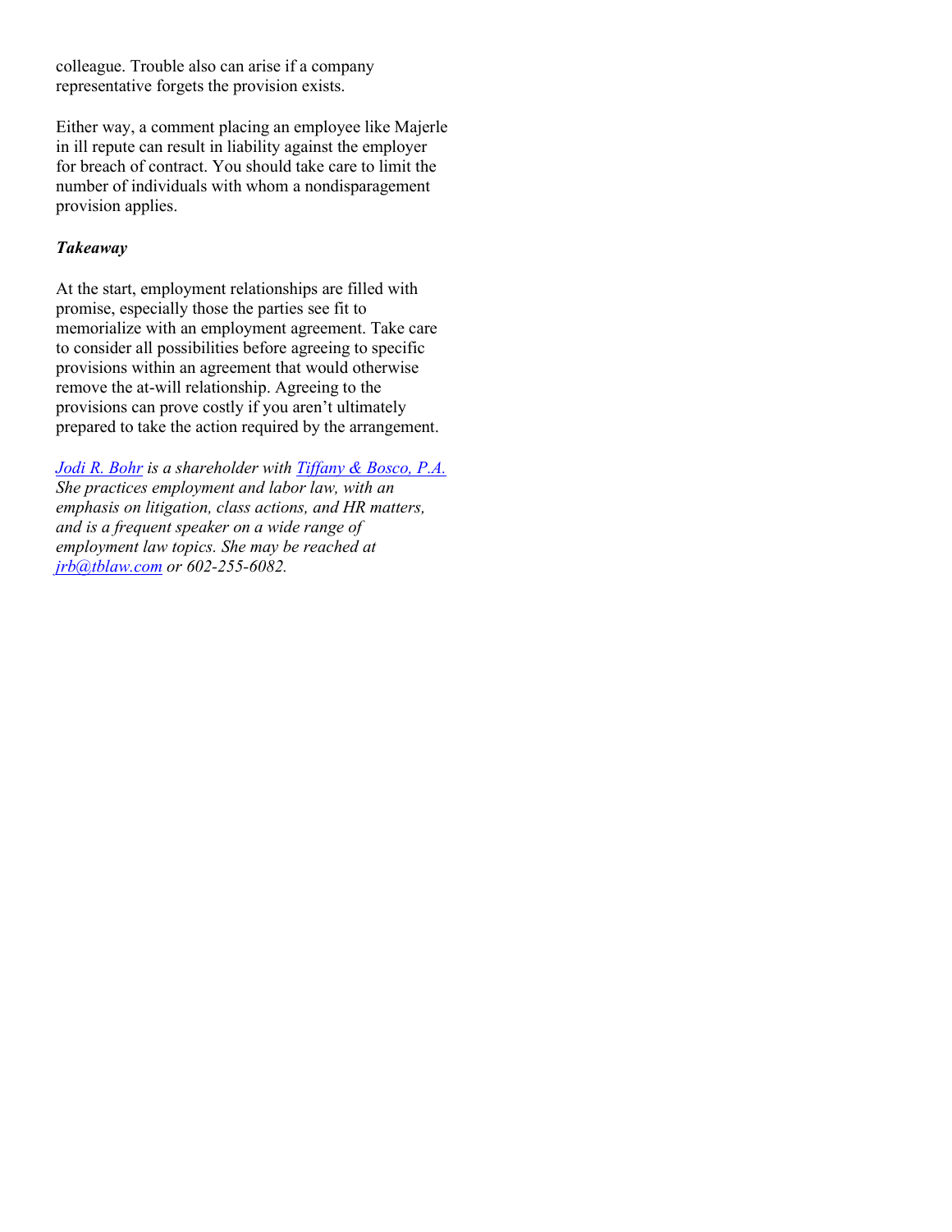colleague. Trouble also can arise if a company representative forgets the provision exists.

Either way, a comment placing an employee like Majerle in ill repute can result in liability against the employer for breach of contract. You should take care to limit the number of individuals with whom a nondisparagement provision applies.

***Takeaway***

At the start, employment relationships are filled with promise, especially those the parties see fit to memorialize with an employment agreement. Take care to consider all possibilities before agreeing to specific provisions within an agreement that would otherwise remove the at-will relationship. Agreeing to the provisions can prove costly if you aren't ultimately prepared to take the action required by the arrangement.

*Jodi R. Bohr is a shareholder with Tiffany & Bosco, P.A. She practices employment and labor law, with an emphasis on litigation, class actions, and HR matters, and is a frequent speaker on a wide range of employment law topics. She may be reached at jrb@tblaw.com or 602-255-6082.*